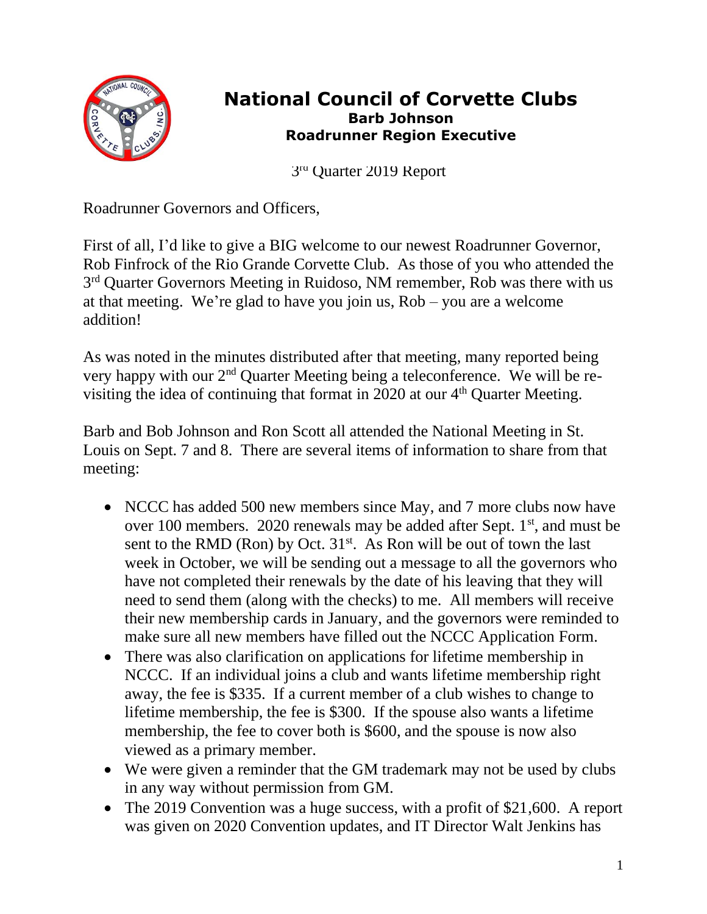# National Council of Corvette Clubs

**Barb Johnson**
**Roadrunner Region Executive**

3rd Quarter 2019 Report

Roadrunner Governors and Officers,

First of all, I'd like to give a BIG welcome to our newest Roadrunner Governor, Rob Finfrock of the Rio Grande Corvette Club. As those of you who attended the 3rd Quarter Governors Meeting in Ruidoso, NM remember, Rob was there with us at that meeting. We're glad to have you join us, Rob – you are a welcome addition!

As was noted in the minutes distributed after that meeting, many reported being very happy with our 2nd Quarter Meeting being a teleconference. We will be re-visiting the idea of continuing that format in 2020 at our 4th Quarter Meeting.

Barb and Bob Johnson and Ron Scott all attended the National Meeting in St. Louis on Sept. 7 and 8. There are several items of information to share from that meeting:

- NCCC has added 500 new members since May, and 7 more clubs now have over 100 members. 2020 renewals may be added after Sept. 1st, and must be sent to the RMD (Ron) by Oct. 31st. As Ron will be out of town the last week in October, we will be sending out a message to all the governors who have not completed their renewals by the date of his leaving that they will need to send them (along with the checks) to me. All members will receive their new membership cards in January, and the governors were reminded to make sure all new members have filled out the NCCC Application Form.
- There was also clarification on applications for lifetime membership in NCCC. If an individual joins a club and wants lifetime membership right away, the fee is $335. If a current member of a club wishes to change to lifetime membership, the fee is $300. If the spouse also wants a lifetime membership, the fee to cover both is $600, and the spouse is now also viewed as a primary member.
- We were given a reminder that the GM trademark may not be used by clubs in any way without permission from GM.
- The 2019 Convention was a huge success, with a profit of $21,600. A report was given on 2020 Convention updates, and IT Director Walt Jenkins has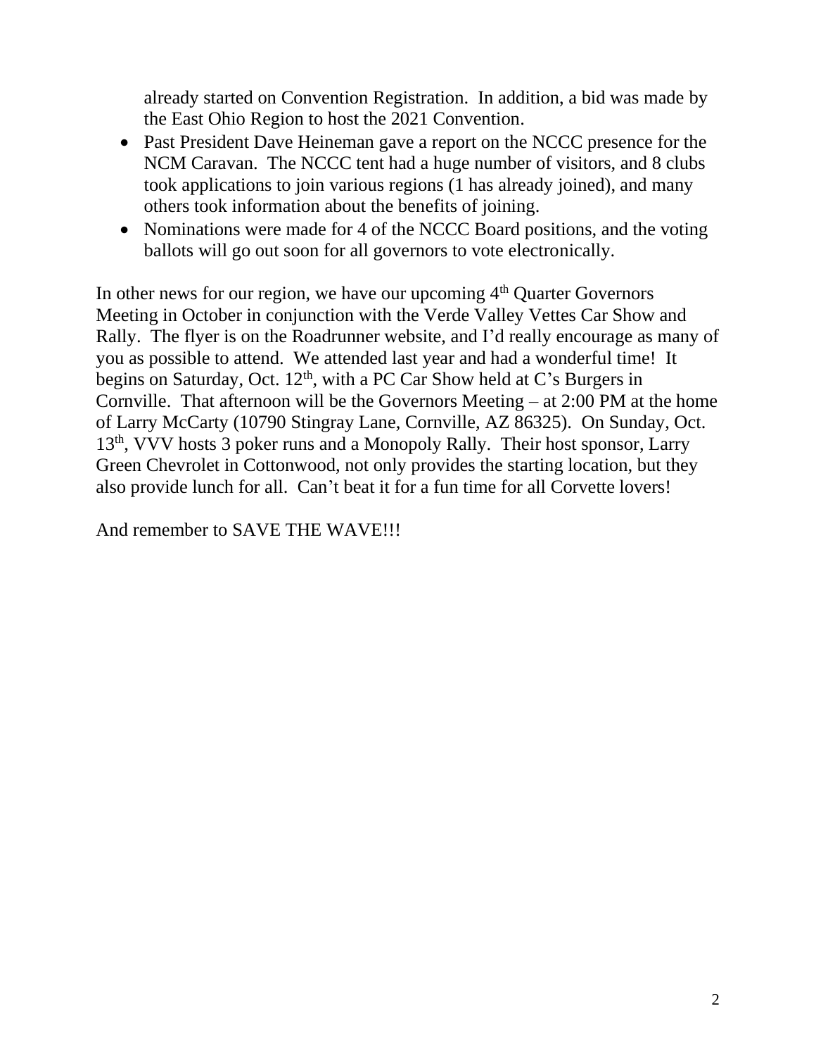already started on Convention Registration. In addition, a bid was made by the East Ohio Region to host the 2021 Convention.

- Past President Dave Heineman gave a report on the NCCC presence for the NCM Caravan. The NCCC tent had a huge number of visitors, and 8 clubs took applications to join various regions (1 has already joined), and many others took information about the benefits of joining.
- Nominations were made for 4 of the NCCC Board positions, and the voting ballots will go out soon for all governors to vote electronically.

In other news for our region, we have our upcoming 4th Quarter Governors Meeting in October in conjunction with the Verde Valley Vettes Car Show and Rally. The flyer is on the Roadrunner website, and I'd really encourage as many of you as possible to attend. We attended last year and had a wonderful time! It begins on Saturday, Oct. 12th, with a PC Car Show held at C's Burgers in Cornville. That afternoon will be the Governors Meeting – at 2:00 PM at the home of Larry McCarty (10790 Stingray Lane, Cornville, AZ 86325). On Sunday, Oct. 13th, VVV hosts 3 poker runs and a Monopoly Rally. Their host sponsor, Larry Green Chevrolet in Cottonwood, not only provides the starting location, but they also provide lunch for all. Can't beat it for a fun time for all Corvette lovers!

And remember to SAVE THE WAVE!!!